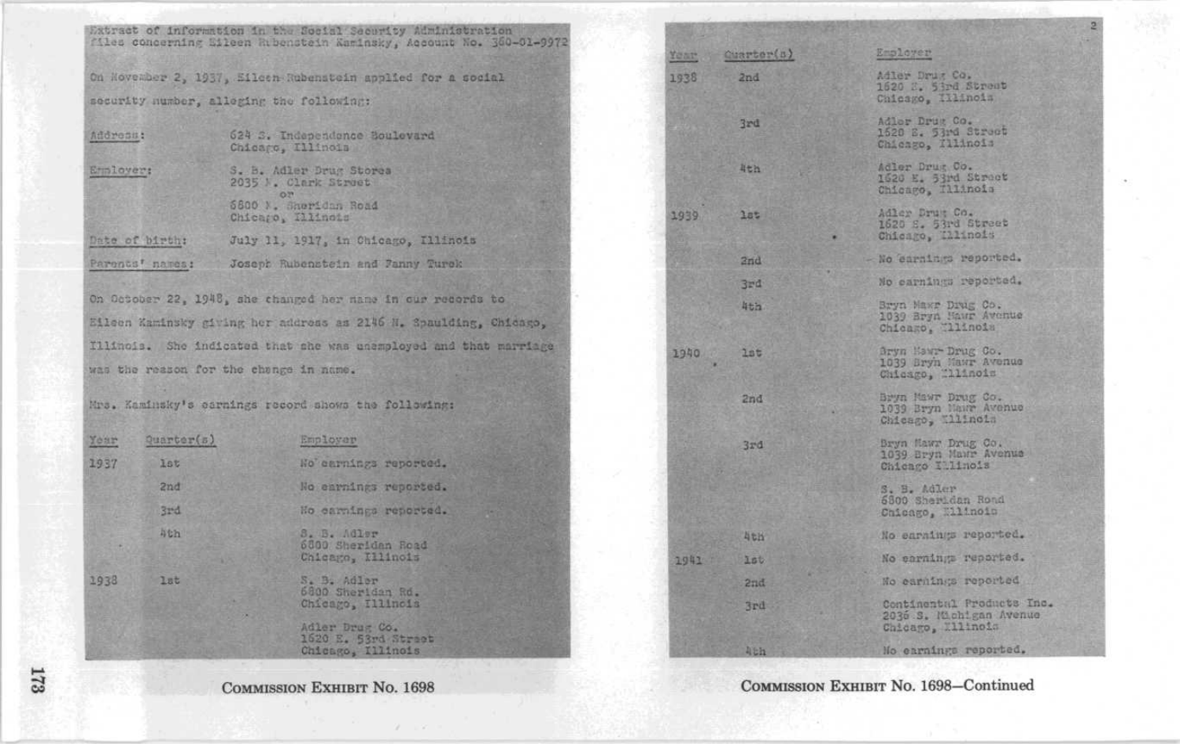Extract of information in the Social Security Administration files concerning Eileen Rubenstein Kaminsky, Account No. 360-01-9972

On November 2, 1937, Eileen Rubenstein applied for a social security number, alleging the following:

| | |
|---|---|
| Address: | 624 S. Independence Boulevard<br>Chicago, Illinois |
| Employer: | S. B. Adler Drug Stores<br>2035 N. Clark Street<br>or<br>6800 N. Sheridan Road<br>Chicago, Illinois |
| Date of birth: | July 11, 1917, in Chicago, Illinois |
| Parents' names: | Joseph Rubenstein and Fanny Turck |

On October 22, 1948, she changed her name in our records to Eileen Kaminsky giving her address as 2146 N. Spaulding, Chicago, Illinois. She indicated that she was unemployed and that marriage was the reason for the change in name.

Mrs. Kaminsky's earnings record shows the following:

| Year | Quarter(s) | Employer |
|---|---|---|
| 1937 | 1st | No earnings reported. |
| | 2nd | No earnings reported. |
| | 3rd | No earnings reported. |
| | 4th | S. B. Adler<br>6800 Sheridan Road<br>Chicago, Illinois |
| 1938 | 1st | S. B. Adler<br>6800 Sheridan Rd.<br>Chicago, Illinois<br><br>Adler Drug Co.<br>1620 E. 53rd Street<br>Chicago, Illinois |
| 1938 | 2nd | Adler Drug Co.<br>1620 E. 53rd Street<br>Chicago, Illinois |
| | 3rd | Adler Drug Co.<br>1620 E. 53rd Street<br>Chicago, Illinois |
| | 4th | Adler Drug Co.<br>1620 E. 53rd Street<br>Chicago, Illinois |
| 1939 | 1st | Adler Drug Co.<br>1620 E. 53rd Street<br>Chicago, Illinois |
| | 2nd | No earnings reported. |
| | 3rd | No earnings reported. |
| | 4th | Bryn Mawr Drug Co.<br>1039 Bryn Mawr Avenue<br>Chicago, Illinois |
| 1940 | 1st | Bryn Mawr Drug Co.<br>1039 Bryn Mawr Avenue<br>Chicago, Illinois |
| | 2nd | Bryn Mawr Drug Co.<br>1039 Bryn Mawr Avenue<br>Chicago, Illinois |
| | 3rd | Bryn Mawr Drug Co.<br>1039 Bryn Mawr Avenue<br>Chicago Illinois<br><br>S. B. Adler<br>6800 Sheridan Road<br>Chicago, Illinois |
| | 4th | No earnings reported. |
| 1941 | 1st | No earnings reported. |
| | 2nd | No earnings reported |
| | 3rd | Continental Products Inc.<br>2036 S. Michigan Avenue<br>Chicago, Illinois |
| | 4th | No earnings reported. |

COMMISSION EXHIBIT No. 1698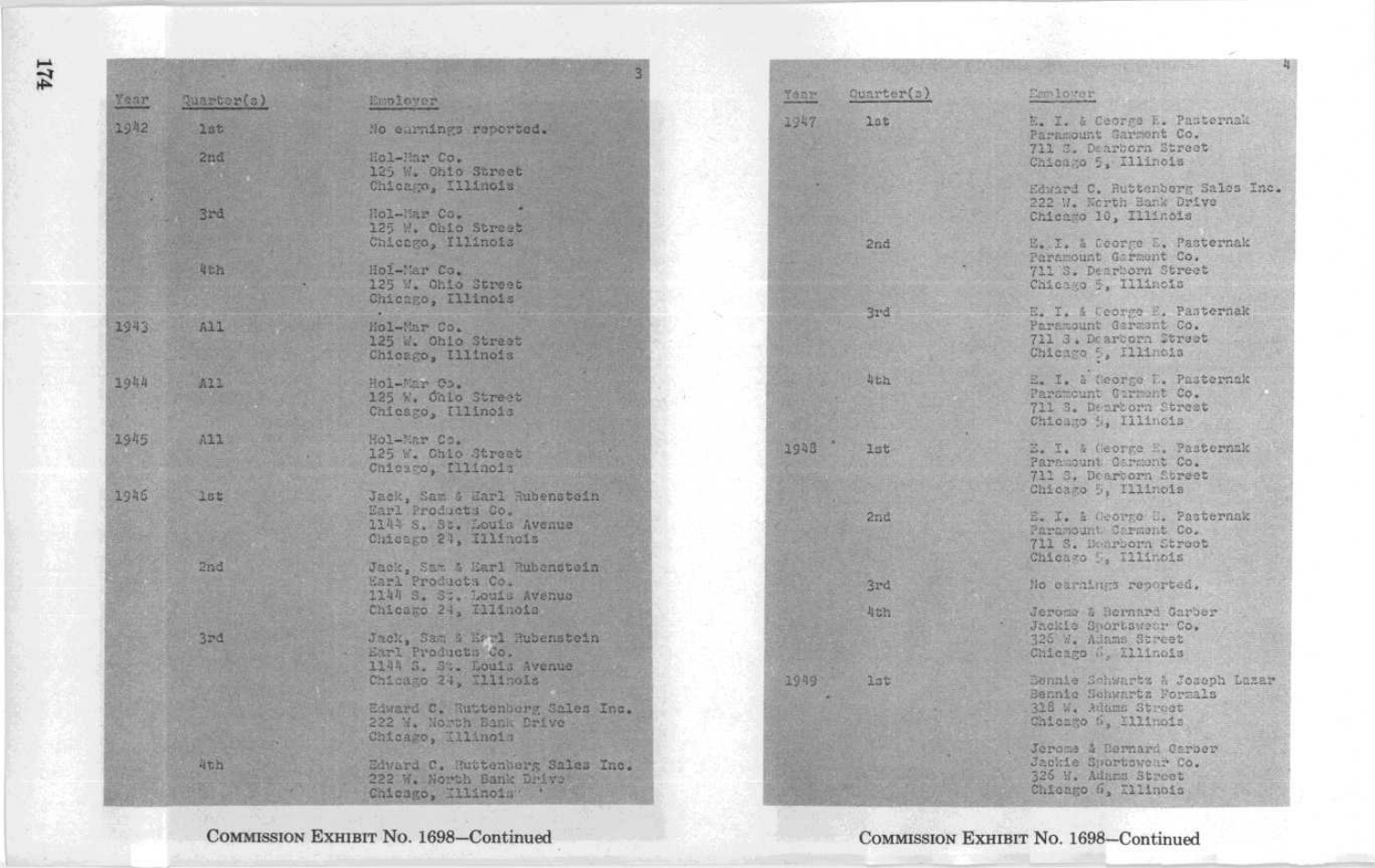| Year | Quarter(s) | Employer |
|---|---|---|
| 1942 | 1st | No earnings reported. |
| | 2nd | Hol-Mar Co.<br>125 W. Ohio Street<br>Chicago, Illinois |
| | 3rd | Hol-Mar Co.<br>125 W. Ohio Street<br>Chicago, Illinois |
| | 4th | Hol-Mar Co.<br>125 W. Ohio Street<br>Chicago, Illinois |
| 1943 | All | Hol-Mar Co.<br>125 W. Ohio Street<br>Chicago, Illinois |
| 1944 | All | Hol-Mar Co.<br>125 W. Ohio Street<br>Chicago, Illinois |
| 1945 | All | Hol-Mar Co.<br>125 W. Ohio Street<br>Chicago, Illinois |
| 1946 | 1st | Jack, Sam & Earl Rubenstein<br>Earl Products Co.<br>1144 S. St. Louis Avenue<br>Chicago 24, Illinois |
| | 2nd | Jack, Sam & Earl Rubenstein<br>Earl Products Co.<br>1144 S. St. Louis Avenue<br>Chicago 24, Illinois |
| | 3rd | Jack, Sam & Earl Rubenstein<br>Earl Products Co.<br>1144 S. St. Louis Avenue<br>Chicago 24, Illinois<br><br>Edward C. Ruttenberg Sales Inc.<br>222 W. North Bank Drive<br>Chicago, Illinois |
| | 4th | Edward C. Ruttenberg Sales Inc.<br>222 W. North Bank Drive<br>Chicago, Illinois |

COMMISSION EXHIBIT No. 1698—Continued

| Year | Quarter(s) | Employer |
|---|---|---|
| 1947 | 1st | E. I. & George E. Pasternak<br>Paramount Garment Co.<br>711 S. Dearborn Street<br>Chicago 5, Illinois<br><br>Edward C. Ruttenberg Sales Inc.<br>222 W. North Bank Drive<br>Chicago 10, Illinois |
| | 2nd | E. I. & George E. Pasternak<br>Paramount Garment Co.<br>711 S. Dearborn Street<br>Chicago 5, Illinois |
| | 3rd | E. I. & George E. Pasternak<br>Paramount Garment Co.<br>711 S. Dearborn Street<br>Chicago 5, Illinois |
| | 4th | E. I. & George E. Pasternak<br>Paramount Garment Co.<br>711 S. Dearborn Street<br>Chicago 5, Illinois |
| 1948 | 1st | E. I. & George E. Pasternak<br>Paramount Garment Co.<br>711 S. Dearborn Street<br>Chicago 5, Illinois |
| | 2nd | E. I. & George E. Pasternak<br>Paramount Garment Co.<br>711 S. Dearborn Street<br>Chicago 5, Illinois |
| | 3rd | No earnings reported. |
| | 4th | Jerome & Bernard Garber<br>Jackie Sportswear Co.<br>326 W. Adams Street<br>Chicago 6, Illinois |
| 1949 | 1st | Bennie Schwartz & Joseph Lazar<br>Bennie Schwartz Formals<br>318 W. Adams Street<br>Chicago 6, Illinois<br><br>Jerome & Bernard Garber<br>Jackie Sportswear Co.<br>326 W. Adams Street<br>Chicago 6, Illinois |

COMMISSION EXHIBIT No. 1698—Continued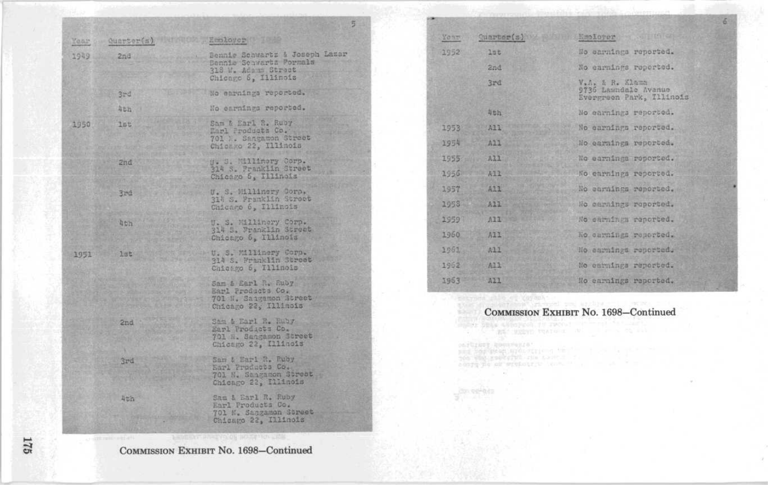| Year | Quarter(s) | Employer |
|---|---|---|
| 1949 | 2nd | Bennie Schwartz & Joseph Lazar<br>Bennie Schwartz Formals<br>318 W. Adams Street<br>Chicago 6, Illinois |
| | 3rd | No earnings reported. |
| | 4th | No earnings reported. |
| 1950 | 1st | Sam & Earl R. Ruby<br>Earl Products Co.<br>701 N. Sangamon Street<br>Chicago 22, Illinois |
| | 2nd | U. S. Millinery Corp.<br>314 S. Franklin Street<br>Chicago 6, Illinois |
| | 3rd | U. S. Millinery Corp.<br>314 S. Franklin Street<br>Chicago 6, Illinois |
| | 4th | U. S. Millinery Corp.<br>314 S. Franklin Street<br>Chicago 6, Illinois |
| 1951 | 1st | U. S. Millinery Corp.<br>314 S. Franklin Street<br>Chicago 6, Illinois |
| | | Sam & Earl R. Ruby<br>Earl Products Co.<br>701 N. Sangamon Street<br>Chicago 22, Illinois |
| | 2nd | Sam & Earl R. Ruby<br>Earl Products Co.<br>701 N. Sangamon Street<br>Chicago 22, Illinois |
| | 3rd | Sam & Earl R. Ruby<br>Earl Products Co.<br>701 N. Sangamon Street<br>Chicago 22, Illinois |
| | 4th | Sam & Earl R. Ruby<br>Earl Products Co.<br>701 N. Sangamon Street<br>Chicago 22, Illinois |

COMMISSION EXHIBIT No. 1698—Continued

| Year | Quarter(s) | Employer |
|---|---|---|
| 1952 | 1st | No earnings reported. |
| | 2nd | No earnings reported. |
| | 3rd | V.A. & R. Klamm<br>9736 Lawndale Avenue<br>Evergreen Park, Illinois |
| | 4th | No earnings reported. |
| 1953 | All | No earnings reported. |
| 1954 | All | No earnings reported. |
| 1955 | All | No earnings reported. |
| 1956 | All | No earnings reported. |
| 1957 | All | No earnings reported. |
| 1958 | All | No earnings reported. |
| 1959 | All | No earnings reported. |
| 1960 | All | No earnings reported. |
| 1961 | All | No earnings reported. |
| 1962 | All | No earnings reported. |
| 1963 | All | No earnings reported. |

COMMISSION EXHIBIT No. 1698—Continued